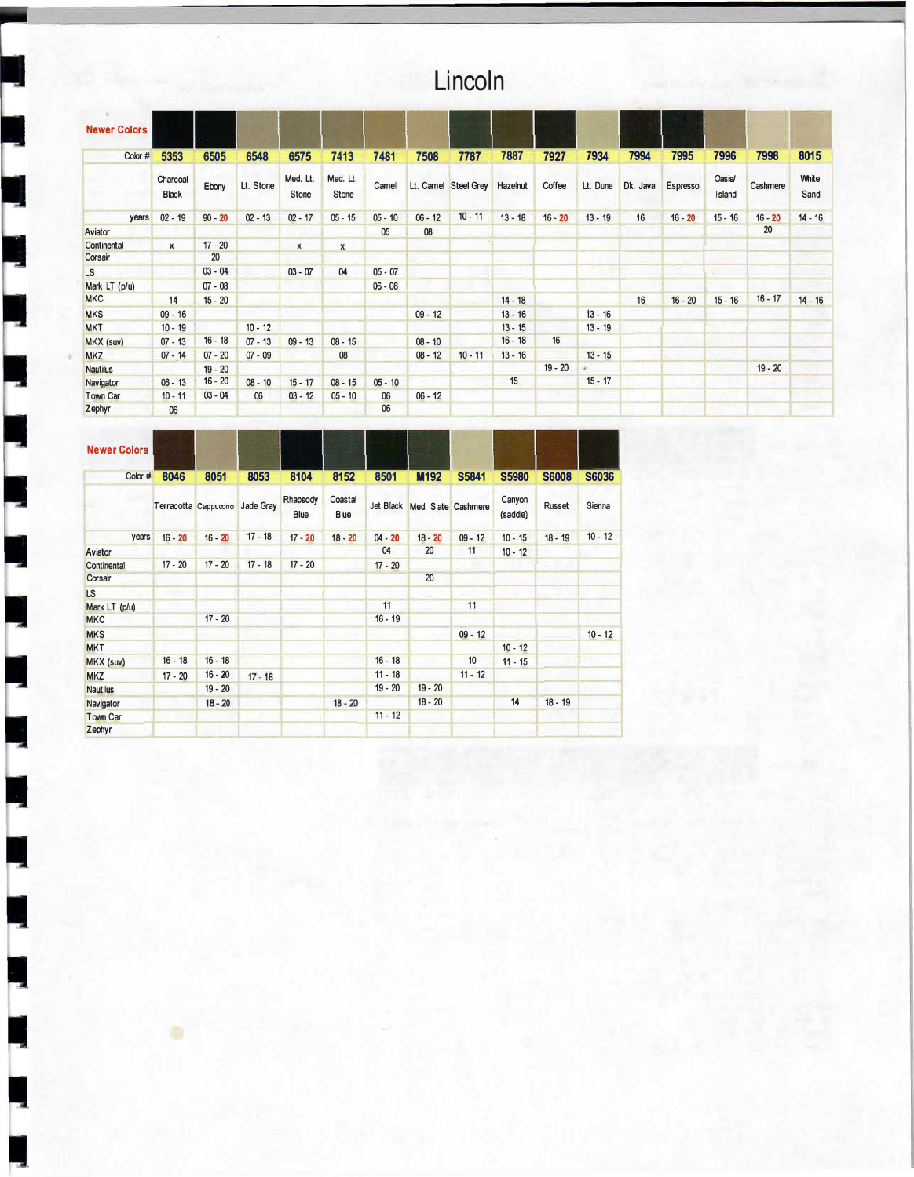# Lincoln

**Newer Colors**

| Color # | 5353 | 6505 | 6548 | 6575 | 7413 | 7481 | 7508 | 7787 | 7887 | 7927 | 7934 | 7994 | 7995 | 7996 | 7998 | 8015 |
|---|---|---|---|---|---|---|---|---|---|---|---|---|---|---|---|---|
| | Charcoal Black | Ebony | Lt. Stone | Med. Lt. Stone | Med. Lt. Stone | Camel | Lt. Camel | Steel Grey | Hazelnut | Coffee | Lt. Dune | Dk. Java | Espresso | Oasis/ Island | Cashmere | White Sand |
| years | 02 - 19 | 90 - 20 | 02 - 13 | 02 - 17 | 05 - 15 | 05 - 10 | 06 - 12 | 10 - 11 | 13 - 18 | 16 - 20 | 13 - 19 | 16 | 16 - 20 | 15 - 16 | 16 - 20 | 14 - 16 |
| Aviator | | | | | | 05 | 08 | | | | | | | | 20 | |
| Continental | x | 17 - 20 | | x | x | | | | | | | | | | | |
| Corsair | | 20 | | | | | | | | | | | | | | |
| LS | | 03 - 04 | | 03 - 07 | 04 | 05 - 07 | | | | | | | | | | |
| Mark LT (p/u) | | 07 - 08 | | | | 06 - 08 | | | | | | | | | | |
| MKC | 14 | 15 - 20 | | | | | | | 14 - 18 | | | 16 | 16 - 20 | 15 - 16 | 16 - 17 | 14 - 16 |
| MKS | 09 - 16 | | | | | | 09 - 12 | | 13 - 16 | | 13 - 16 | | | | | |
| MKT | 10 - 19 | | 10 - 12 | | | | | | 13 - 15 | | 13 - 19 | | | | | |
| MKX (suv) | 07 - 13 | 16 - 18 | 07 - 13 | 09 - 13 | 08 - 15 | | 08 - 10 | | 16 - 18 | 16 | | | | | | |
| MKZ | 07 - 14 | 07 - 20 | 07 - 09 | | 08 | | 08 - 12 | 10 - 11 | 13 - 16 | | 13 - 15 | | | | | |
| Nautilus | | 19 - 20 | | | | | | | | 19 - 20 | | | | | 19 - 20 | |
| Navigator | 06 - 13 | 16 - 20 | 08 - 10 | 15 - 17 | 08 - 15 | 05 - 10 | | | 15 | | 15 - 17 | | | | | |
| Town Car | 10 - 11 | 03 - 04 | 06 | 03 - 12 | 05 - 10 | 06 | 06 - 12 | | | | | | | | | |
| Zephyr | 06 | | | | | 06 | | | | | | | | | | |

**Newer Colors**

| Color # | 8046 | 8051 | 8053 | 8104 | 8152 | 8501 | M192 | S5841 | S5980 | S6008 | S6036 |
|---|---|---|---|---|---|---|---|---|---|---|---|
| | Terracotta | Cappuccino | Jade Gray | Rhapsody Blue | Coastal Blue | Jet Black | Med. Slate | Cashmere | Canyon (saddle) | Russet | Sienna |
| years | 16 - 20 | 16 - 20 | 17 - 18 | 17 - 20 | 18 - 20 | 04 - 20 | 18 - 20 | 09 - 12 | 10 - 15 | 18 - 19 | 10 - 12 |
| Aviator | | | | | | 04 | 20 | 11 | 10 - 12 | | |
| Continental | 17 - 20 | 17 - 20 | 17 - 18 | 17 - 20 | | 17 - 20 | | | | | |
| Corsair | | | | | | | 20 | | | | |
| LS | | | | | | | | | | | |
| Mark LT (p/u) | | | | | | 11 | | 11 | | | |
| MKC | | 17 - 20 | | | | 16 - 19 | | | | | |
| MKS | | | | | | | | 09 - 12 | | | 10 - 12 |
| MKT | | | | | | | | | 10 - 12 | | |
| MKX (suv) | 16 - 18 | 16 - 18 | | | | 16 - 18 | | 10 | 11 - 15 | | |
| MKZ | 17 - 20 | 16 - 20 | 17 - 18 | | | 11 - 18 | | 11 - 12 | | | |
| Nautilus | | 19 - 20 | | | | 19 - 20 | 19 - 20 | | | | |
| Navigator | | 18 - 20 | | | 18 - 20 | | 18 - 20 | | 14 | 18 - 19 | |
| Town Car | | | | | | 11 - 12 | | | | | |
| Zephyr | | | | | | | | | | | |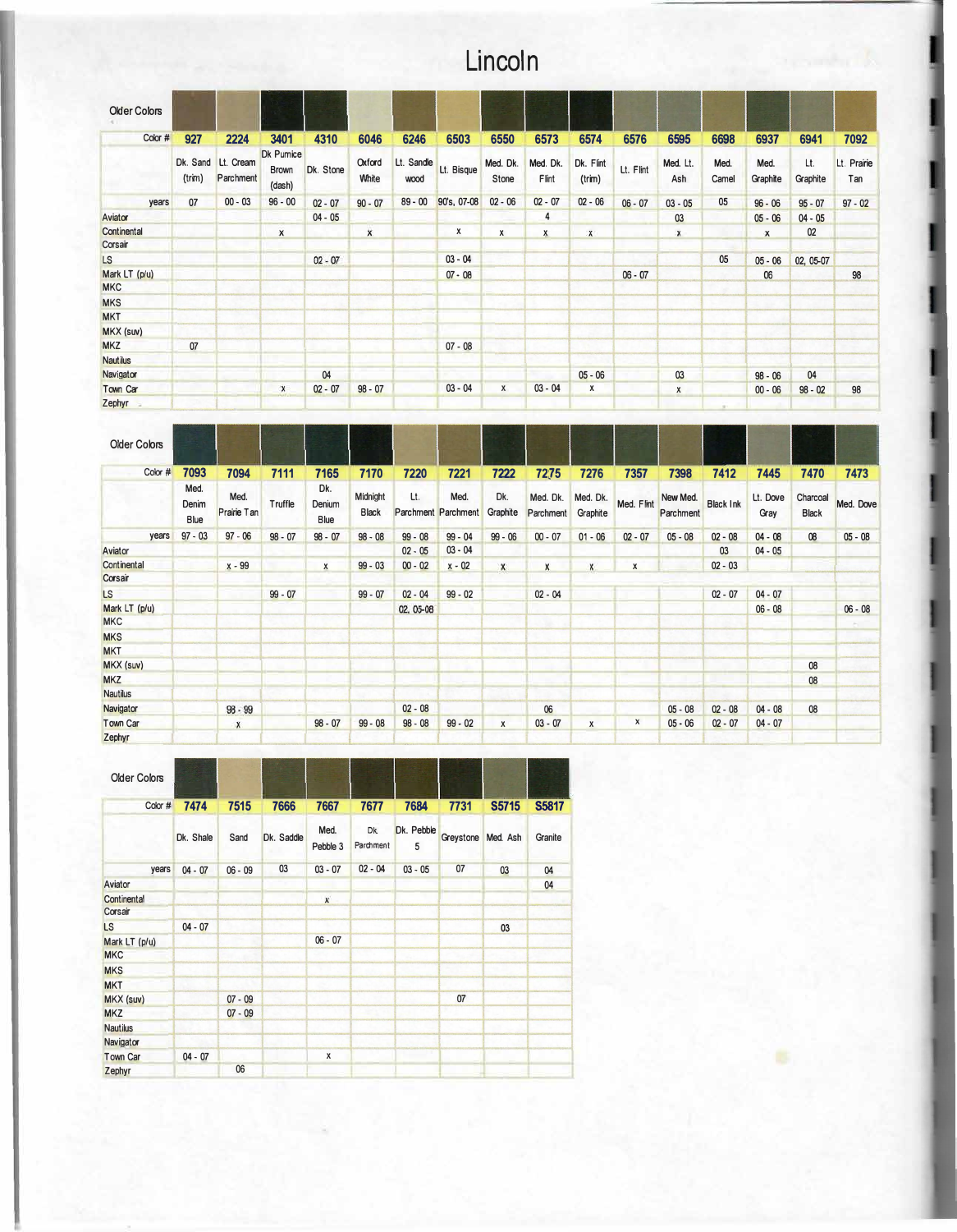# Lincoln

| Older Colors | | | | | | | | | | | | | | | | |
|---|---|---|---|---|---|---|---|---|---|---|---|---|---|---|---|---|
| Color # | 927 | 2224 | 3401 | 4310 | 6046 | 6246 | 6503 | 6550 | 6573 | 6574 | 6576 | 6595 | 6698 | 6937 | 6941 | 7092 |
| | Dk. Sand (trim) | Lt. Cream Parchment | Dk Pumice Brown (dash) | Dk. Stone | Oxford White | Lt. Sandle wood | Lt. Bisque | Med. Dk. Stone | Med. Dk. Flint | Dk. Flint (trim) | Lt. Flint | Med. Lt. Ash | Med. Camel | Med. Graphite | Lt. Graphite | Lt. Prairie Tan |
| years | 07 | 00 - 03 | 96 - 00 | 02 - 07 | 90 - 07 | 89 - 00 | 90's, 07-08 | 02 - 06 | 02 - 07 | 02 - 06 | 06 - 07 | 03 - 05 | 05 | 96 - 06 | 95 - 07 | 97 - 02 |
| Aviator | | | | 04 - 05 | | | | | 4 | | | 03 | | 05 - 06 | 04 - 05 | |
| Continental | | | x | | x | | x | x | x | x | | x | | x | 02 | |
| Corsair | | | | | | | | | | | | | | | | |
| LS | | | | 02 - 07 | | | 03 - 04 | | | | | | 05 | 05 - 06 | 02, 05-07 | |
| Mark LT (p/u) | | | | | | | 07 - 08 | | | | 06 - 07 | | | 06 | | 98 |
| MKC | | | | | | | | | | | | | | | | |
| MKS | | | | | | | | | | | | | | | | |
| MKT | | | | | | | | | | | | | | | | |
| MKX (suv) | | | | | | | | | | | | | | | | |
| MKZ | 07 | | | | | | 07 - 08 | | | | | | | | | |
| Nautilus | | | | | | | | | | | | | | | | |
| Navigator | | | | 04 | | | | | | 05 - 06 | | 03 | | 98 - 06 | 04 | |
| Town Car | | | x | 02 - 07 | 98 - 07 | | 03 - 04 | x | 03 - 04 | x | | x | | 00 - 06 | 98 - 02 | 98 |
| Zephyr | | | | | | | | | | | | | | | | |

| Older Colors | | | | | | | | | | | | | | | | |
|---|---|---|---|---|---|---|---|---|---|---|---|---|---|---|---|---|
| Color # | 7093 | 7094 | 7111 | 7165 | 7170 | 7220 | 7221 | 7222 | 7275 | 7276 | 7357 | 7398 | 7412 | 7445 | 7470 | 7473 |
| | Med. Denim Blue | Med. Prairie Tan | Truffle | Dk. Denium Blue | Midnight Black | Lt. Parchment | Med. Parchment | Dk. Graphite | Med. Dk. Parchment | Med. Dk. Graphite | Med. Flint | New Med. Parchment | Black Ink | Lt. Dove Gray | Charcoal Black | Med. Dove |
| years | 97 - 03 | 97 - 06 | 98 - 07 | 98 - 07 | 98 - 08 | 99 - 08 | 99 - 04 | 99 - 06 | 00 - 07 | 01 - 06 | 02 - 07 | 05 - 08 | 02 - 08 | 04 - 08 | 08 | 05 - 08 |
| Aviator | | | | | | 02 - 05 | 03 - 04 | | | | | | 03 | 04 - 05 | | |
| Continental | | x - 99 | | x | 99 - 03 | 00 - 02 | x - 02 | x | x | x | x | | 02 - 03 | | | |
| Corsair | | | | | | | | | | | | | | | | |
| LS | | | 99 - 07 | | 99 - 07 | 02 - 04 | 99 - 02 | | 02 - 04 | | | | 02 - 07 | 04 - 07 | | |
| Mark LT (p/u) | | | | | | 02, 05-08 | | | | | | | | 06 - 08 | | 06 - 08 |
| MKC | | | | | | | | | | | | | | | | |
| MKS | | | | | | | | | | | | | | | | |
| MKT | | | | | | | | | | | | | | | | |
| MKX (suv) | | | | | | | | | | | | | | | 08 | |
| MKZ | | | | | | | | | | | | | | | 08 | |
| Nautilus | | | | | | | | | | | | | | | | |
| Navigator | | 98 - 99 | | | | 02 - 08 | | | 06 | | | 05 - 08 | 02 - 08 | 04 - 08 | 08 | |
| Town Car | | x | | 98 - 07 | 99 - 08 | 98 - 08 | 99 - 02 | x | 03 - 07 | x | x | 05 - 06 | 02 - 07 | 04 - 07 | | |
| Zephyr | | | | | | | | | | | | | | | | |

| Older Colors | | | | | | | | | |
|---|---|---|---|---|---|---|---|---|---|
| Color # | 7474 | 7515 | 7666 | 7667 | 7677 | 7684 | 7731 | S5715 | S5817 |
| | Dk. Shale | Sand | Dk. Saddle | Med. Pebble 3 | Dk. Parchment | Dk. Pebble 5 | Greystone | Med. Ash | Granite |
| years | 04 - 07 | 06 - 09 | 03 | 03 - 07 | 02 - 04 | 03 - 05 | 07 | 03 | 04 |
| Aviator | | | | | | | | | 04 |
| Continental | | | | x | | | | | |
| Corsair | | | | | | | | | |
| LS | 04 - 07 | | | | | | | 03 | |
| Mark LT (p/u) | | | | 06 - 07 | | | | | |
| MKC | | | | | | | | | |
| MKS | | | | | | | | | |
| MKT | | | | | | | | | |
| MKX (suv) | | 07 - 09 | | | | | 07 | | |
| MKZ | | 07 - 09 | | | | | | | |
| Nautilus | | | | | | | | | |
| Navigator | | | | | | | | | |
| Town Car | 04 - 07 | | | x | | | | | |
| Zephyr | | 06 | | | | | | | |